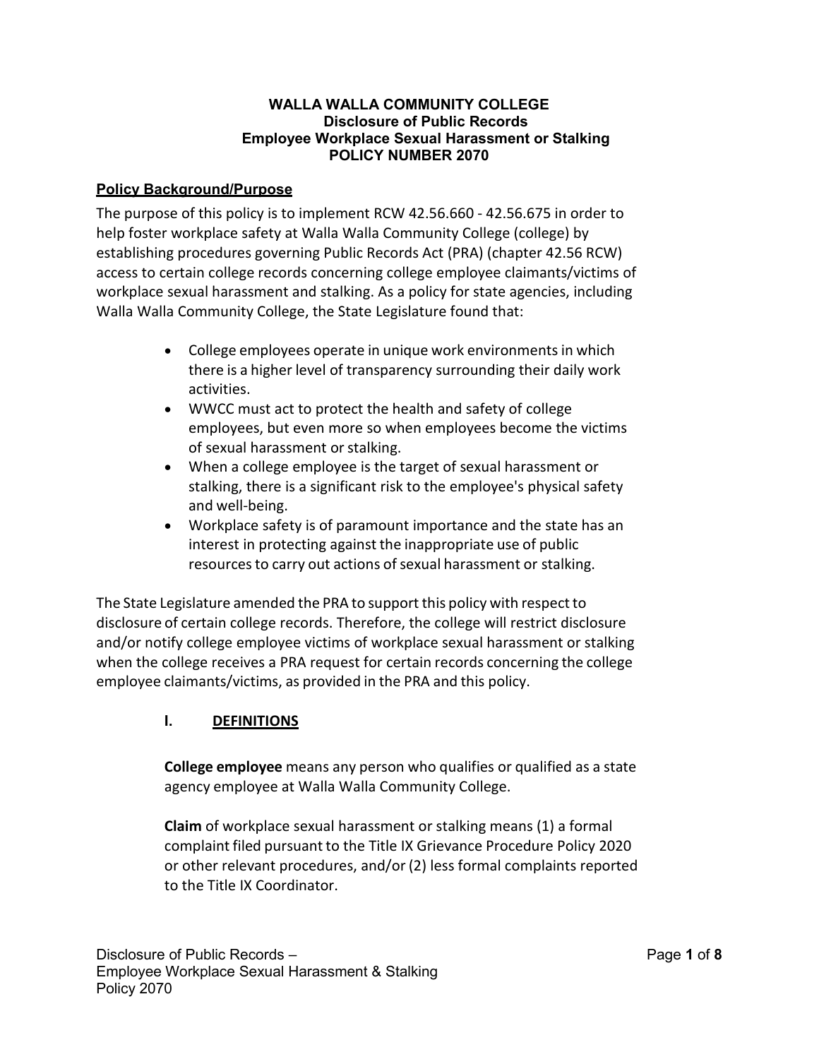# WALLA WALLA COMMUNITY COLLEGE
## Disclosure of Public Records
## Employee Workplace Sexual Harassment or Stalking
## POLICY NUMBER 2070

**Policy Background/Purpose**

The purpose of this policy is to implement RCW 42.56.660 - 42.56.675 in order to help foster workplace safety at Walla Walla Community College (college) by establishing procedures governing Public Records Act (PRA) (chapter 42.56 RCW) access to certain college records concerning college employee claimants/victims of workplace sexual harassment and stalking. As a policy for state agencies, including Walla Walla Community College, the State Legislature found that:

- College employees operate in unique work environments in which there is a higher level of transparency surrounding their daily work activities.
- WWCC must act to protect the health and safety of college employees, but even more so when employees become the victims of sexual harassment or stalking.
- When a college employee is the target of sexual harassment or stalking, there is a significant risk to the employee's physical safety and well-being.
- Workplace safety is of paramount importance and the state has an interest in protecting against the inappropriate use of public resources to carry out actions of sexual harassment or stalking.

The State Legislature amended the PRA to support this policy with respect to disclosure of certain college records. Therefore, the college will restrict disclosure and/or notify college employee victims of workplace sexual harassment or stalking when the college receives a PRA request for certain records concerning the college employee claimants/victims, as provided in the PRA and this policy.

## I. DEFINITIONS

**College employee** means any person who qualifies or qualified as a state agency employee at Walla Walla Community College.

**Claim** of workplace sexual harassment or stalking means (1) a formal complaint filed pursuant to the Title IX Grievance Procedure Policy 2020 or other relevant procedures, and/or (2) less formal complaints reported to the Title IX Coordinator.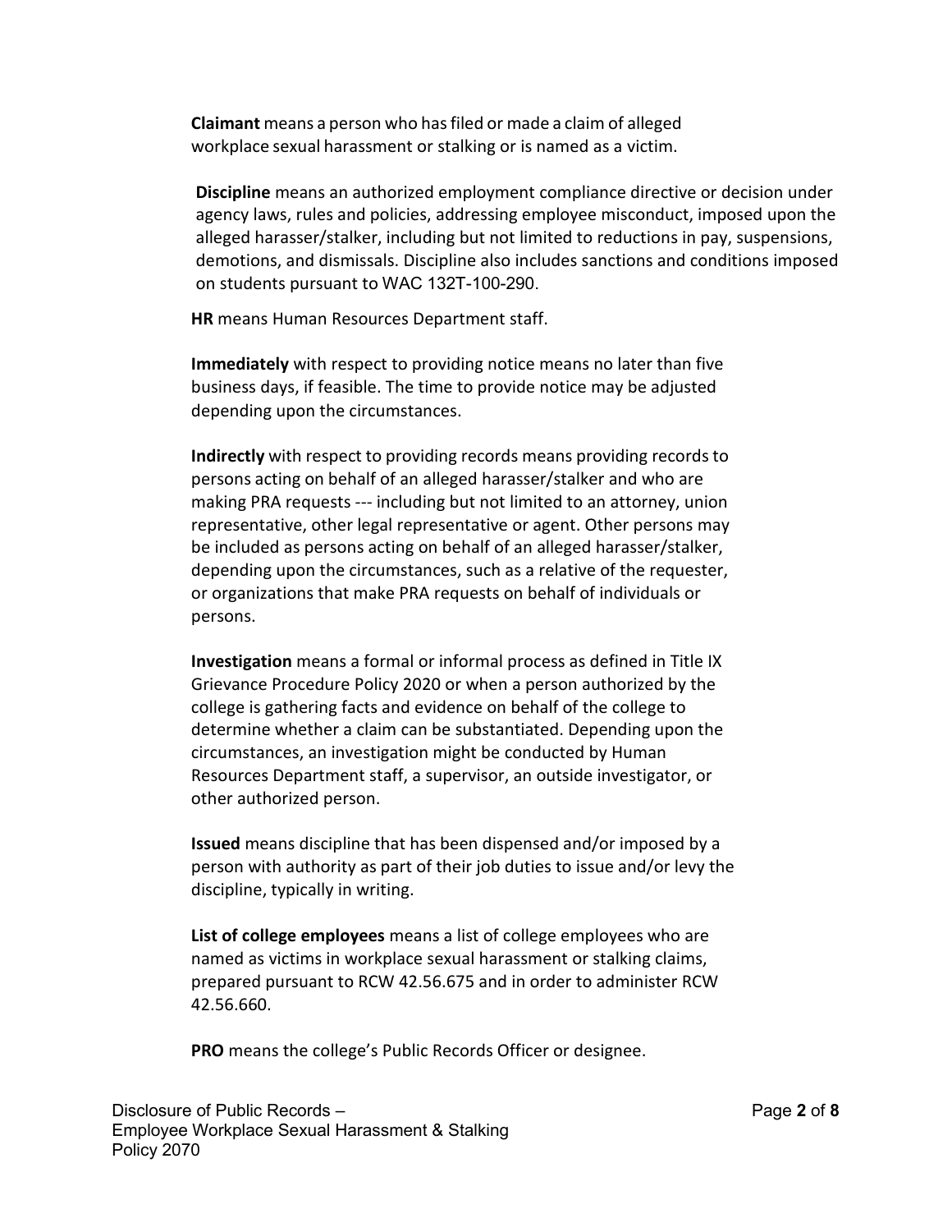**Claimant** means a person who has filed or made a claim of alleged workplace sexual harassment or stalking or is named as a victim.

**Discipline** means an authorized employment compliance directive or decision under agency laws, rules and policies, addressing employee misconduct, imposed upon the alleged harasser/stalker, including but not limited to reductions in pay, suspensions, demotions, and dismissals. Discipline also includes sanctions and conditions imposed on students pursuant to WAC 132T-100-290.

**HR** means Human Resources Department staff.

**Immediately** with respect to providing notice means no later than five business days, if feasible. The time to provide notice may be adjusted depending upon the circumstances.

**Indirectly** with respect to providing records means providing records to persons acting on behalf of an alleged harasser/stalker and who are making PRA requests --- including but not limited to an attorney, union representative, other legal representative or agent. Other persons may be included as persons acting on behalf of an alleged harasser/stalker, depending upon the circumstances, such as a relative of the requester, or organizations that make PRA requests on behalf of individuals or persons.

**Investigation** means a formal or informal process as defined in Title IX Grievance Procedure Policy 2020 or when a person authorized by the college is gathering facts and evidence on behalf of the college to determine whether a claim can be substantiated. Depending upon the circumstances, an investigation might be conducted by Human Resources Department staff, a supervisor, an outside investigator, or other authorized person.

**Issued** means discipline that has been dispensed and/or imposed by a person with authority as part of their job duties to issue and/or levy the discipline, typically in writing.

**List of college employees** means a list of college employees who are named as victims in workplace sexual harassment or stalking claims, prepared pursuant to RCW 42.56.675 and in order to administer RCW 42.56.660.

**PRO** means the college's Public Records Officer or designee.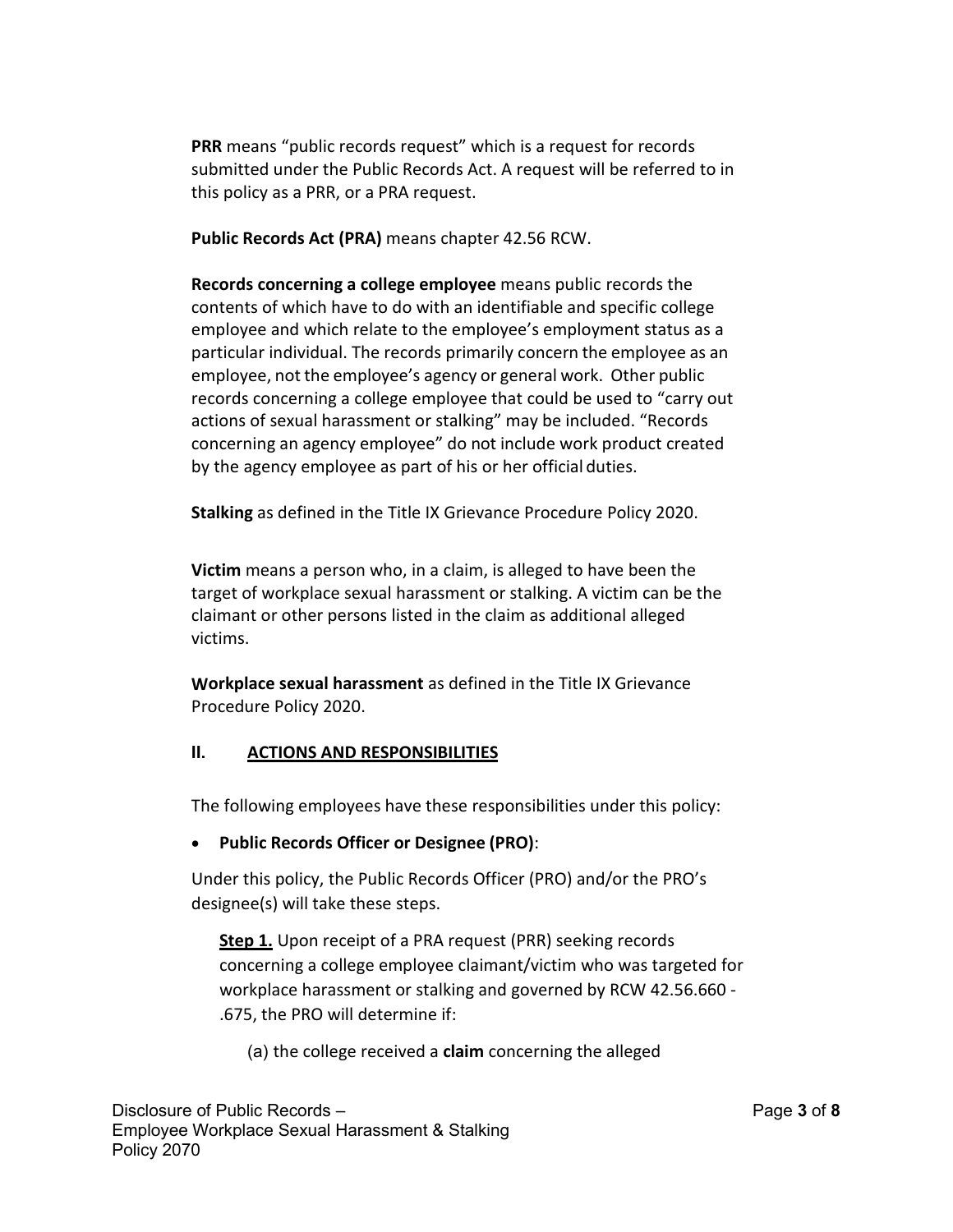**PRR** means "public records request" which is a request for records submitted under the Public Records Act. A request will be referred to in this policy as a PRR, or a PRA request.

**Public Records Act (PRA)** means chapter 42.56 RCW.

**Records concerning a college employee** means public records the contents of which have to do with an identifiable and specific college employee and which relate to the employee's employment status as a particular individual. The records primarily concern the employee as an employee, not the employee's agency or general work. Other public records concerning a college employee that could be used to "carry out actions of sexual harassment or stalking" may be included. "Records concerning an agency employee" do not include work product created by the agency employee as part of his or her official duties.

**Stalking** as defined in the Title IX Grievance Procedure Policy 2020.

**Victim** means a person who, in a claim, is alleged to have been the target of workplace sexual harassment or stalking. A victim can be the claimant or other persons listed in the claim as additional alleged victims.

**Workplace sexual harassment** as defined in the Title IX Grievance Procedure Policy 2020.

## II. ACTIONS AND RESPONSIBILITIES

The following employees have these responsibilities under this policy:

- **Public Records Officer or Designee (PRO)**:

Under this policy, the Public Records Officer (PRO) and/or the PRO's designee(s) will take these steps.

**Step 1.** Upon receipt of a PRA request (PRR) seeking records concerning a college employee claimant/victim who was targeted for workplace harassment or stalking and governed by RCW 42.56.660 - .675, the PRO will determine if:

(a) the college received a **claim** concerning the alleged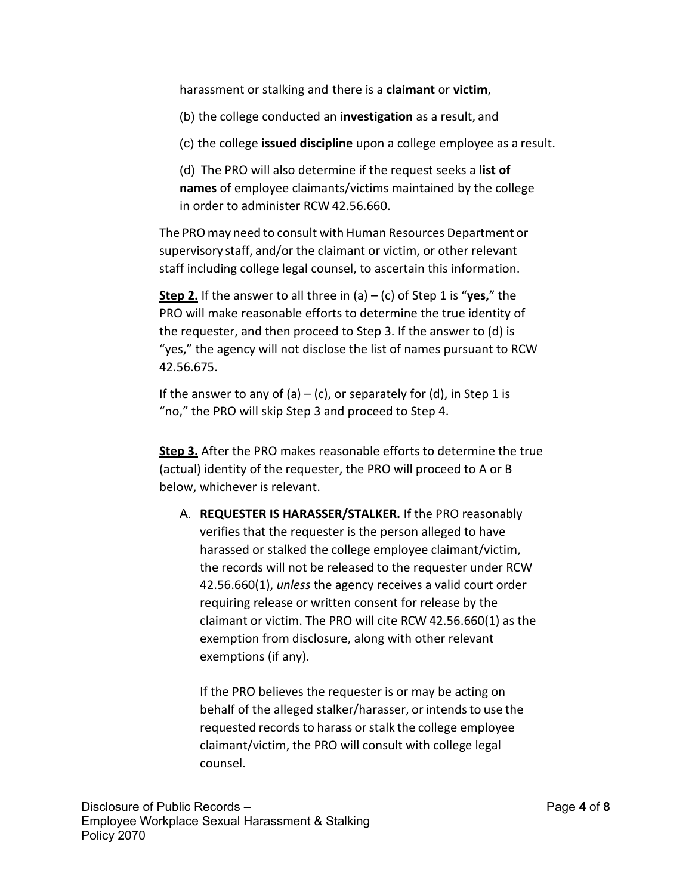harassment or stalking and there is a **claimant** or **victim**,

(b) the college conducted an **investigation** as a result, and

(c) the college **issued discipline** upon a college employee as a result.

(d) The PRO will also determine if the request seeks a **list of names** of employee claimants/victims maintained by the college in order to administer RCW 42.56.660.

The PRO may need to consult with Human Resources Department or supervisory staff, and/or the claimant or victim, or other relevant staff including college legal counsel, to ascertain this information.

**Step 2.** If the answer to all three in (a) – (c) of Step 1 is "**yes,**" the PRO will make reasonable efforts to determine the true identity of the requester, and then proceed to Step 3. If the answer to (d) is "yes," the agency will not disclose the list of names pursuant to RCW 42.56.675.

If the answer to any of (a) – (c), or separately for (d), in Step 1 is "no," the PRO will skip Step 3 and proceed to Step 4.

**Step 3.** After the PRO makes reasonable efforts to determine the true (actual) identity of the requester, the PRO will proceed to A or B below, whichever is relevant.

A. **REQUESTER IS HARASSER/STALKER.** If the PRO reasonably verifies that the requester is the person alleged to have harassed or stalked the college employee claimant/victim, the records will not be released to the requester under RCW 42.56.660(1), *unless* the agency receives a valid court order requiring release or written consent for release by the claimant or victim. The PRO will cite RCW 42.56.660(1) as the exemption from disclosure, along with other relevant exemptions (if any).

   If the PRO believes the requester is or may be acting on behalf of the alleged stalker/harasser, or intends to use the requested records to harass or stalk the college employee claimant/victim, the PRO will consult with college legal counsel.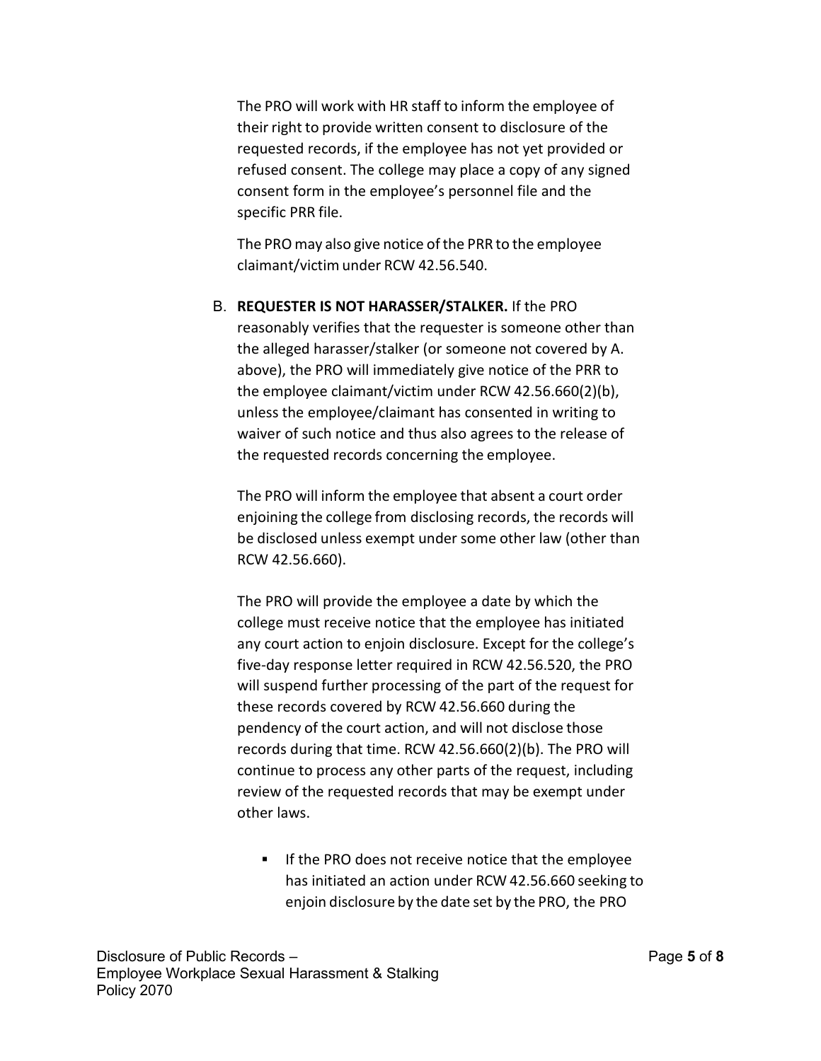The PRO will work with HR staff to inform the employee of their right to provide written consent to disclosure of the requested records, if the employee has not yet provided or refused consent. The college may place a copy of any signed consent form in the employee's personnel file and the specific PRR file.

The PRO may also give notice of the PRR to the employee claimant/victim under RCW 42.56.540.

B. **REQUESTER IS NOT HARASSER/STALKER.** If the PRO reasonably verifies that the requester is someone other than the alleged harasser/stalker (or someone not covered by A. above), the PRO will immediately give notice of the PRR to the employee claimant/victim under RCW 42.56.660(2)(b), unless the employee/claimant has consented in writing to waiver of such notice and thus also agrees to the release of the requested records concerning the employee.

The PRO will inform the employee that absent a court order enjoining the college from disclosing records, the records will be disclosed unless exempt under some other law (other than RCW 42.56.660).

The PRO will provide the employee a date by which the college must receive notice that the employee has initiated any court action to enjoin disclosure. Except for the college's five-day response letter required in RCW 42.56.520, the PRO will suspend further processing of the part of the request for these records covered by RCW 42.56.660 during the pendency of the court action, and will not disclose those records during that time. RCW 42.56.660(2)(b). The PRO will continue to process any other parts of the request, including review of the requested records that may be exempt under other laws.

- If the PRO does not receive notice that the employee has initiated an action under RCW 42.56.660 seeking to enjoin disclosure by the date set by the PRO, the PRO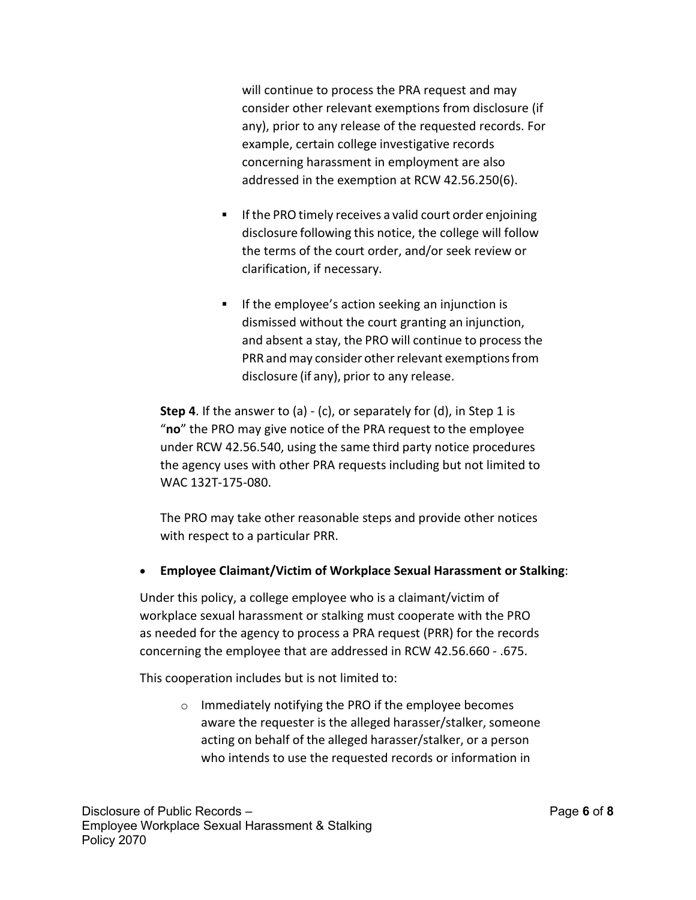will continue to process the PRA request and may consider other relevant exemptions from disclosure (if any), prior to any release of the requested records. For example, certain college investigative records concerning harassment in employment are also addressed in the exemption at RCW 42.56.250(6).

- If the PRO timely receives a valid court order enjoining disclosure following this notice, the college will follow the terms of the court order, and/or seek review or clarification, if necessary.
- If the employee's action seeking an injunction is dismissed without the court granting an injunction, and absent a stay, the PRO will continue to process the PRR and may consider other relevant exemptions from disclosure (if any), prior to any release.

**Step 4**. If the answer to (a) - (c), or separately for (d), in Step 1 is "**no**" the PRO may give notice of the PRA request to the employee under RCW 42.56.540, using the same third party notice procedures the agency uses with other PRA requests including but not limited to WAC 132T-175-080.

The PRO may take other reasonable steps and provide other notices with respect to a particular PRR.

- **Employee Claimant/Victim of Workplace Sexual Harassment or Stalking**:

Under this policy, a college employee who is a claimant/victim of workplace sexual harassment or stalking must cooperate with the PRO as needed for the agency to process a PRA request (PRR) for the records concerning the employee that are addressed in RCW 42.56.660 - .675.

This cooperation includes but is not limited to:

- Immediately notifying the PRO if the employee becomes aware the requester is the alleged harasser/stalker, someone acting on behalf of the alleged harasser/stalker, or a person who intends to use the requested records or information in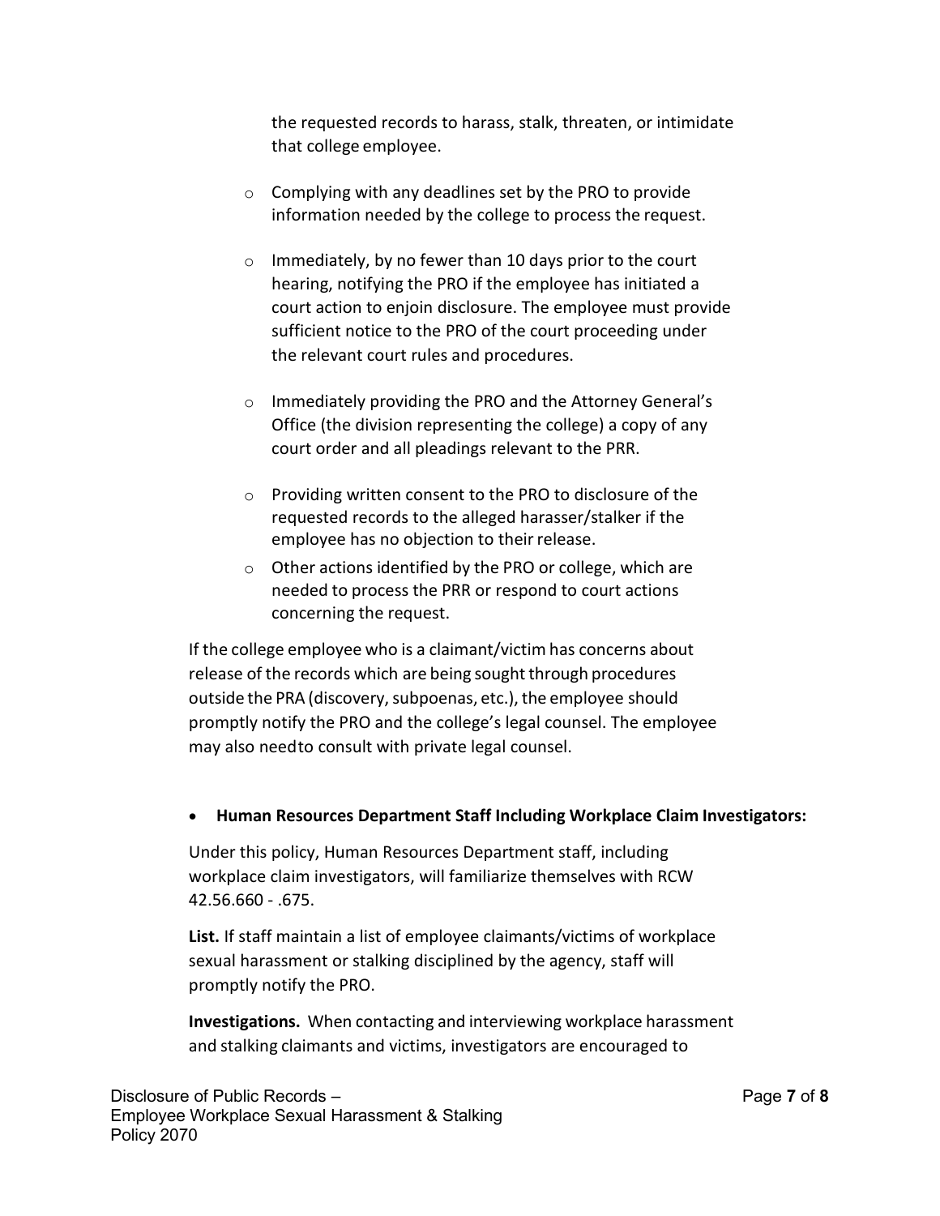the requested records to harass, stalk, threaten, or intimidate that college employee.

- Complying with any deadlines set by the PRO to provide information needed by the college to process the request.

- Immediately, by no fewer than 10 days prior to the court hearing, notifying the PRO if the employee has initiated a court action to enjoin disclosure. The employee must provide sufficient notice to the PRO of the court proceeding under the relevant court rules and procedures.

- Immediately providing the PRO and the Attorney General's Office (the division representing the college) a copy of any court order and all pleadings relevant to the PRR.

- Providing written consent to the PRO to disclosure of the requested records to the alleged harasser/stalker if the employee has no objection to their release.
- Other actions identified by the PRO or college, which are needed to process the PRR or respond to court actions concerning the request.

If the college employee who is a claimant/victim has concerns about release of the records which are being sought through procedures outside the PRA (discovery, subpoenas, etc.), the employee should promptly notify the PRO and the college's legal counsel. The employee may also need to consult with private legal counsel.

- **Human Resources Department Staff Including Workplace Claim Investigators:**

Under this policy, Human Resources Department staff, including workplace claim investigators, will familiarize themselves with RCW 42.56.660 - .675.

**List.** If staff maintain a list of employee claimants/victims of workplace sexual harassment or stalking disciplined by the agency, staff will promptly notify the PRO.

**Investigations.** When contacting and interviewing workplace harassment and stalking claimants and victims, investigators are encouraged to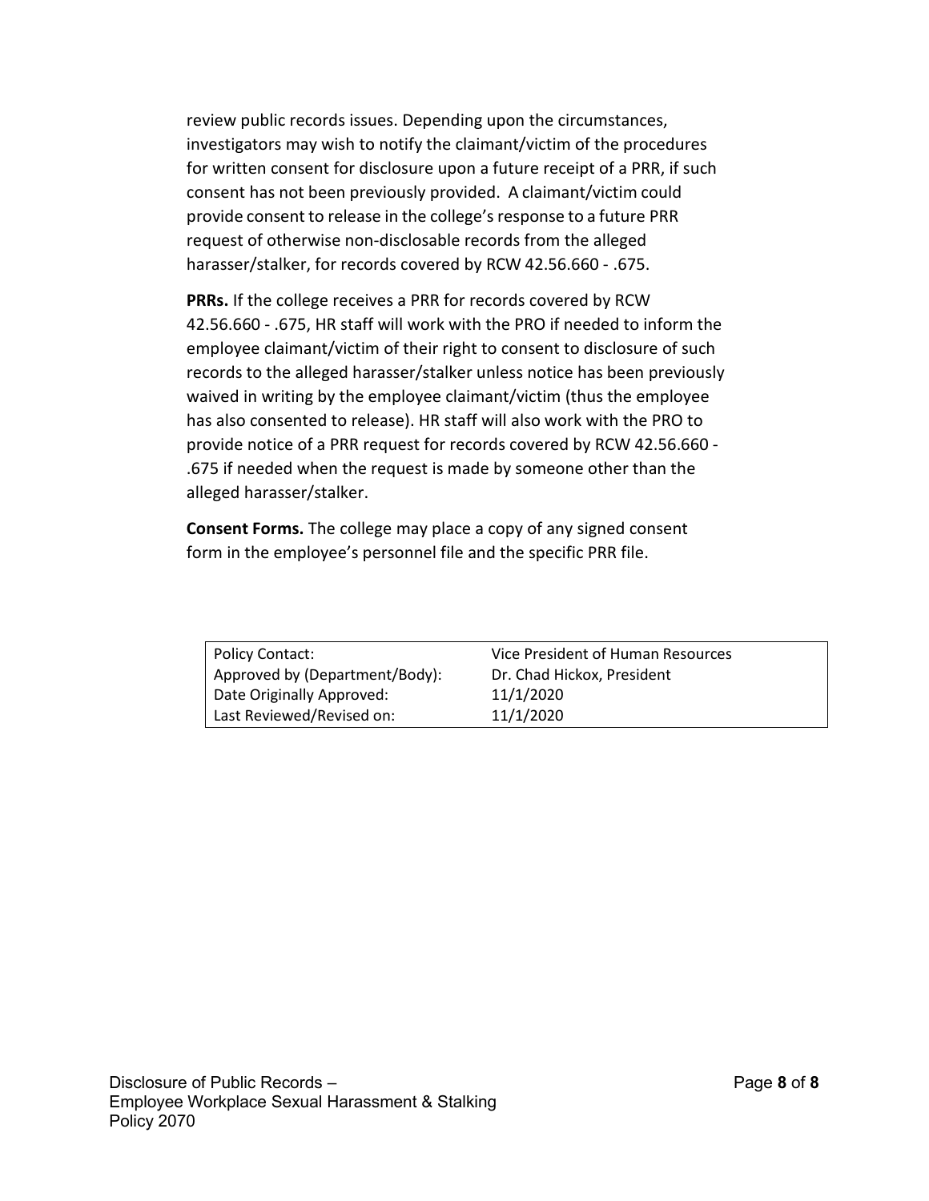review public records issues. Depending upon the circumstances, investigators may wish to notify the claimant/victim of the procedures for written consent for disclosure upon a future receipt of a PRR, if such consent has not been previously provided. A claimant/victim could provide consent to release in the college's response to a future PRR request of otherwise non-disclosable records from the alleged harasser/stalker, for records covered by RCW 42.56.660 - .675.

**PRRs.** If the college receives a PRR for records covered by RCW 42.56.660 - .675, HR staff will work with the PRO if needed to inform the employee claimant/victim of their right to consent to disclosure of such records to the alleged harasser/stalker unless notice has been previously waived in writing by the employee claimant/victim (thus the employee has also consented to release). HR staff will also work with the PRO to provide notice of a PRR request for records covered by RCW 42.56.660 - .675 if needed when the request is made by someone other than the alleged harasser/stalker.

**Consent Forms.** The college may place a copy of any signed consent form in the employee's personnel file and the specific PRR file.

| | |
|---|---|
| Policy Contact: | Vice President of Human Resources |
| Approved by (Department/Body): | Dr. Chad Hickox, President |
| Date Originally Approved: | 11/1/2020 |
| Last Reviewed/Revised on: | 11/1/2020 |